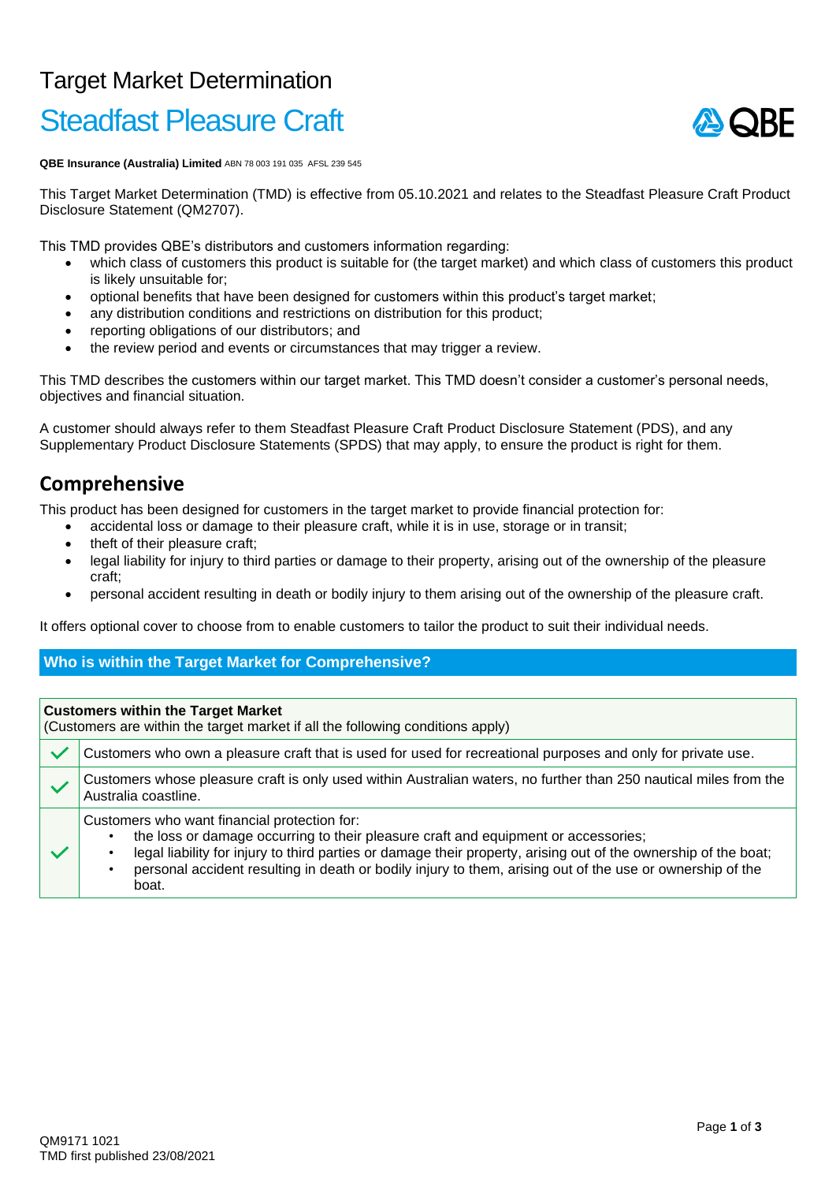# Target Market Determination

# Steadfast Pleasure Craft

**QBE Insurance (Australia) Limited** ABN 78 003 191 035 AFSL 239 545

This Target Market Determination (TMD) is effective from 05.10.2021 and relates to the Steadfast Pleasure Craft Product Disclosure Statement (QM2707).

This TMD provides QBE's distributors and customers information regarding:

- which class of customers this product is suitable for (the target market) and which class of customers this product is likely unsuitable for;
- optional benefits that have been designed for customers within this product's target market;
- any distribution conditions and restrictions on distribution for this product;
- reporting obligations of our distributors; and
- the review period and events or circumstances that may trigger a review.

This TMD describes the customers within our target market. This TMD doesn't consider a customer's personal needs, objectives and financial situation.

A customer should always refer to them Steadfast Pleasure Craft Product Disclosure Statement (PDS), and any Supplementary Product Disclosure Statements (SPDS) that may apply, to ensure the product is right for them.

## Comprehensive

This product has been designed for customers in the target market to provide financial protection for:

- accidental loss or damage to their pleasure craft, while it is in use, storage or in transit;
- theft of their pleasure craft;
- legal liability for injury to third parties or damage to their property, arising out of the ownership of the pleasure craft;
- personal accident resulting in death or bodily injury to them arising out of the ownership of the pleasure craft.

It offers optional cover to choose from to enable customers to tailor the product to suit their individual needs.

### Who is within the Target Market for Comprehensive?

| **Customers within the Target Market** (Customers are within the target market if all the following conditions apply) | |
|---|---|
| ✓ | Customers who own a pleasure craft that is used for used for recreational purposes and only for private use. |
| ✓ | Customers whose pleasure craft is only used within Australian waters, no further than 250 nautical miles from the Australia coastline. |
| ✓ | Customers who want financial protection for:<br>• the loss or damage occurring to their pleasure craft and equipment or accessories;<br>• legal liability for injury to third parties or damage their property, arising out of the ownership of the boat;<br>• personal accident resulting in death or bodily injury to them, arising out of the use or ownership of the boat. |

QM9171 1021
TMD first published 23/08/2021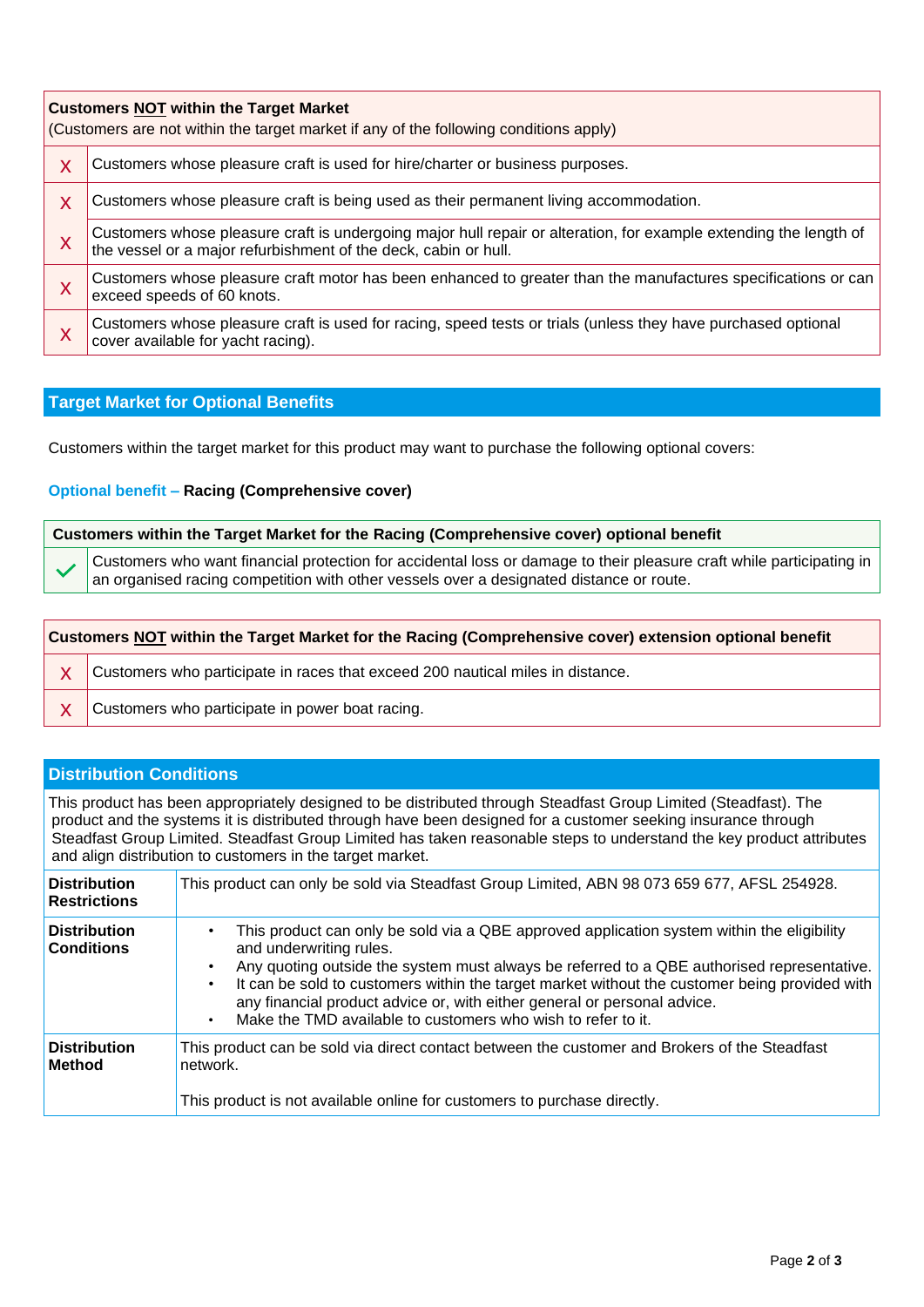| | **Customers NOT within the Target Market** (Customers are not within the target market if any of the following conditions apply) |
|---|---|
| X | Customers whose pleasure craft is used for hire/charter or business purposes. |
| X | Customers whose pleasure craft is being used as their permanent living accommodation. |
| X | Customers whose pleasure craft is undergoing major hull repair or alteration, for example extending the length of the vessel or a major refurbishment of the deck, cabin or hull. |
| X | Customers whose pleasure craft motor has been enhanced to greater than the manufactures specifications or can exceed speeds of 60 knots. |
| X | Customers whose pleasure craft is used for racing, speed tests or trials (unless they have purchased optional cover available for yacht racing). |

## Target Market for Optional Benefits

Customers within the target market for this product may want to purchase the following optional covers:

### Optional benefit – Racing (Comprehensive cover)

| | **Customers within the Target Market for the Racing (Comprehensive cover) optional benefit** |
|---|---|
| ✓ | Customers who want financial protection for accidental loss or damage to their pleasure craft while participating in an organised racing competition with other vessels over a designated distance or route. |

| | **Customers NOT within the Target Market for the Racing (Comprehensive cover) extension optional benefit** |
|---|---|
| X | Customers who participate in races that exceed 200 nautical miles in distance. |
| X | Customers who participate in power boat racing. |

## Distribution Conditions

This product has been appropriately designed to be distributed through Steadfast Group Limited (Steadfast). The product and the systems it is distributed through have been designed for a customer seeking insurance through Steadfast Group Limited. Steadfast Group Limited has taken reasonable steps to understand the key product attributes and align distribution to customers in the target market.

| | |
|---|---|
| **Distribution Restrictions** | This product can only be sold via Steadfast Group Limited, ABN 98 073 659 677, AFSL 254928. |
| **Distribution Conditions** | • This product can only be sold via a QBE approved application system within the eligibility and underwriting rules.<br>• Any quoting outside the system must always be referred to a QBE authorised representative.<br>• It can be sold to customers within the target market without the customer being provided with any financial product advice or, with either general or personal advice.<br>• Make the TMD available to customers who wish to refer to it. |
| **Distribution Method** | This product can be sold via direct contact between the customer and Brokers of the Steadfast network.<br><br>This product is not available online for customers to purchase directly. |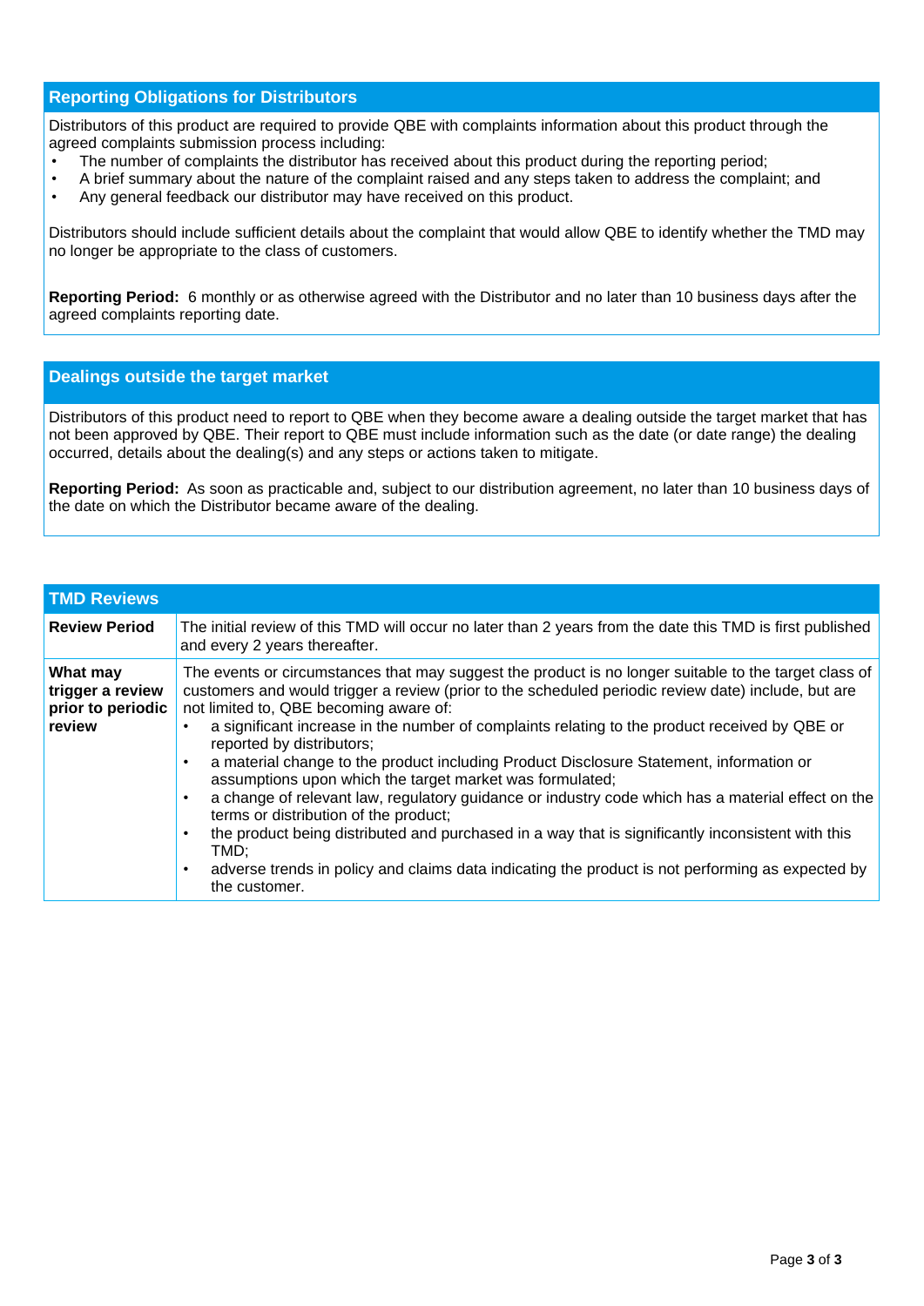## Reporting Obligations for Distributors

Distributors of this product are required to provide QBE with complaints information about this product through the agreed complaints submission process including:

- The number of complaints the distributor has received about this product during the reporting period;
- A brief summary about the nature of the complaint raised and any steps taken to address the complaint; and
- Any general feedback our distributor may have received on this product.

Distributors should include sufficient details about the complaint that would allow QBE to identify whether the TMD may no longer be appropriate to the class of customers.

**Reporting Period:** 6 monthly or as otherwise agreed with the Distributor and no later than 10 business days after the agreed complaints reporting date.

## Dealings outside the target market

Distributors of this product need to report to QBE when they become aware a dealing outside the target market that has not been approved by QBE. Their report to QBE must include information such as the date (or date range) the dealing occurred, details about the dealing(s) and any steps or actions taken to mitigate.

**Reporting Period:** As soon as practicable and, subject to our distribution agreement, no later than 10 business days of the date on which the Distributor became aware of the dealing.

## TMD Reviews

| | |
|---|---|
| **Review Period** | The initial review of this TMD will occur no later than 2 years from the date this TMD is first published and every 2 years thereafter. |
| **What may trigger a review prior to periodic review** | The events or circumstances that may suggest the product is no longer suitable to the target class of customers and would trigger a review (prior to the scheduled periodic review date) include, but are not limited to, QBE becoming aware of:<br>• a significant increase in the number of complaints relating to the product received by QBE or reported by distributors;<br>• a material change to the product including Product Disclosure Statement, information or assumptions upon which the target market was formulated;<br>• a change of relevant law, regulatory guidance or industry code which has a material effect on the terms or distribution of the product;<br>• the product being distributed and purchased in a way that is significantly inconsistent with this TMD;<br>• adverse trends in policy and claims data indicating the product is not performing as expected by the customer. |